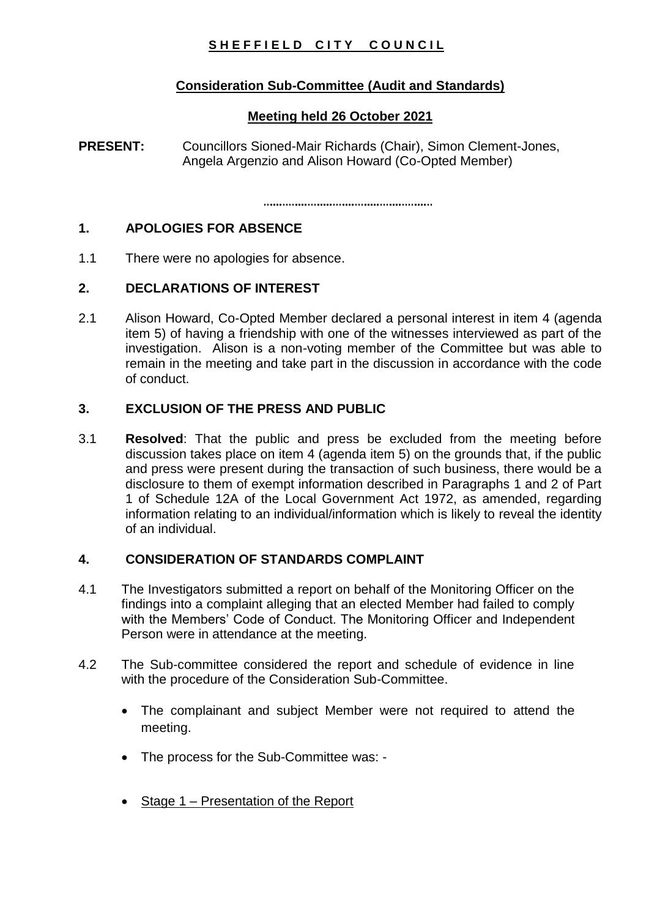**SHEFFIELD CITY COUNCIL**

**Consideration Sub-Committee (Audit and Standards)**

**Meeting held 26 October 2021**

**PRESENT:** Councillors Sioned-Mair Richards (Chair), Simon Clement-Jones, Angela Argenzio and Alison Howard (Co-Opted Member)

---

## 1. APOLOGIES FOR ABSENCE

1.1 There were no apologies for absence.

## 2. DECLARATIONS OF INTEREST

2.1 Alison Howard, Co-Opted Member declared a personal interest in item 4 (agenda item 5) of having a friendship with one of the witnesses interviewed as part of the investigation. Alison is a non-voting member of the Committee but was able to remain in the meeting and take part in the discussion in accordance with the code of conduct.

## 3. EXCLUSION OF THE PRESS AND PUBLIC

3.1 **Resolved**: That the public and press be excluded from the meeting before discussion takes place on item 4 (agenda item 5) on the grounds that, if the public and press were present during the transaction of such business, there would be a disclosure to them of exempt information described in Paragraphs 1 and 2 of Part 1 of Schedule 12A of the Local Government Act 1972, as amended, regarding information relating to an individual/information which is likely to reveal the identity of an individual.

## 4. CONSIDERATION OF STANDARDS COMPLAINT

4.1 The Investigators submitted a report on behalf of the Monitoring Officer on the findings into a complaint alleging that an elected Member had failed to comply with the Members' Code of Conduct. The Monitoring Officer and Independent Person were in attendance at the meeting.

4.2 The Sub-committee considered the report and schedule of evidence in line with the procedure of the Consideration Sub-Committee.

- The complainant and subject Member were not required to attend the meeting.
- The process for the Sub-Committee was: -
- Stage 1 – Presentation of the Report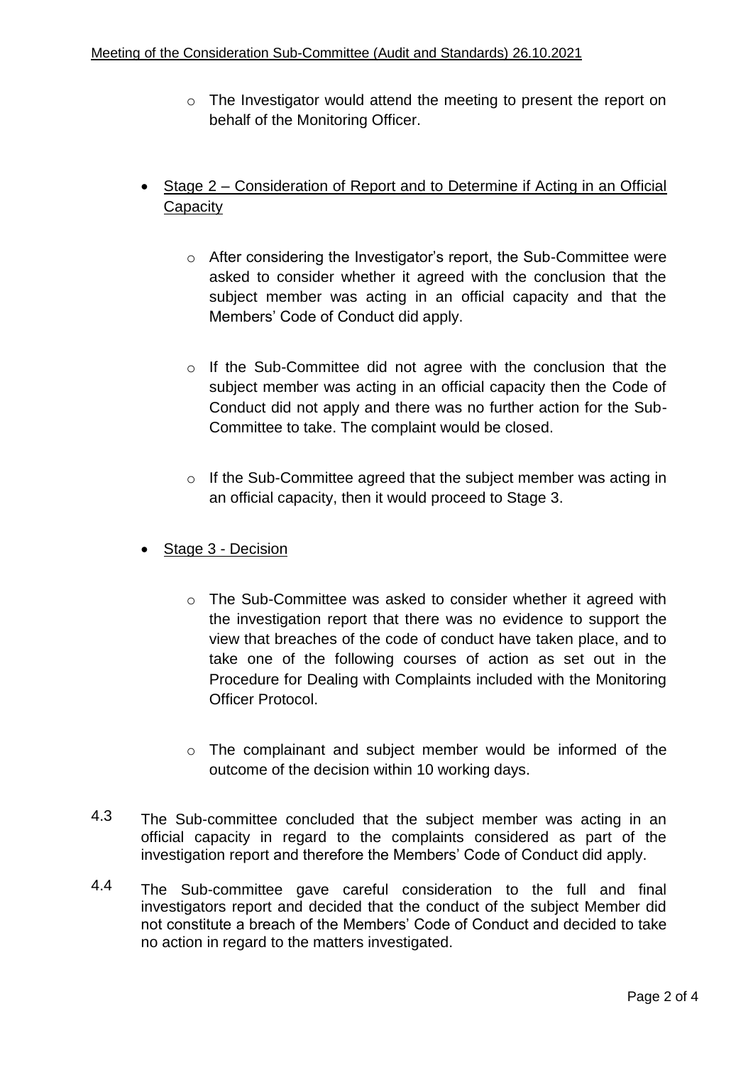- The Investigator would attend the meeting to present the report on behalf of the Monitoring Officer.

- Stage 2 – Consideration of Report and to Determine if Acting in an Official Capacity

    - After considering the Investigator's report, the Sub-Committee were asked to consider whether it agreed with the conclusion that the subject member was acting in an official capacity and that the Members' Code of Conduct did apply.

    - If the Sub-Committee did not agree with the conclusion that the subject member was acting in an official capacity then the Code of Conduct did not apply and there was no further action for the Sub-Committee to take. The complaint would be closed.

    - If the Sub-Committee agreed that the subject member was acting in an official capacity, then it would proceed to Stage 3.

- Stage 3 - Decision

    - The Sub-Committee was asked to consider whether it agreed with the investigation report that there was no evidence to support the view that breaches of the code of conduct have taken place, and to take one of the following courses of action as set out in the Procedure for Dealing with Complaints included with the Monitoring Officer Protocol.

    - The complainant and subject member would be informed of the outcome of the decision within 10 working days.

4.3 The Sub-committee concluded that the subject member was acting in an official capacity in regard to the complaints considered as part of the investigation report and therefore the Members' Code of Conduct did apply.

4.4 The Sub-committee gave careful consideration to the full and final investigators report and decided that the conduct of the subject Member did not constitute a breach of the Members' Code of Conduct and decided to take no action in regard to the matters investigated.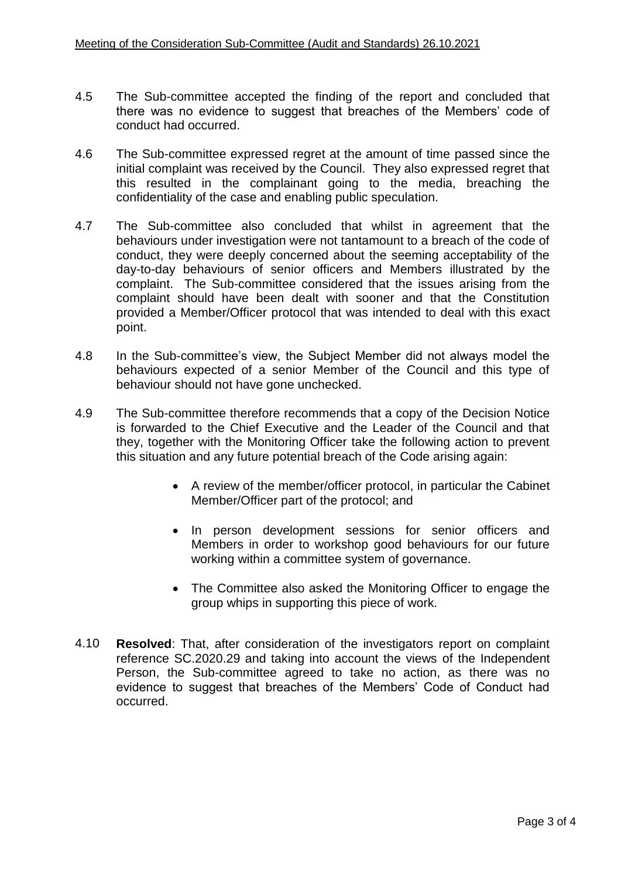4.5 The Sub-committee accepted the finding of the report and concluded that there was no evidence to suggest that breaches of the Members' code of conduct had occurred.

4.6 The Sub-committee expressed regret at the amount of time passed since the initial complaint was received by the Council. They also expressed regret that this resulted in the complainant going to the media, breaching the confidentiality of the case and enabling public speculation.

4.7 The Sub-committee also concluded that whilst in agreement that the behaviours under investigation were not tantamount to a breach of the code of conduct, they were deeply concerned about the seeming acceptability of the day-to-day behaviours of senior officers and Members illustrated by the complaint. The Sub-committee considered that the issues arising from the complaint should have been dealt with sooner and that the Constitution provided a Member/Officer protocol that was intended to deal with this exact point.

4.8 In the Sub-committee's view, the Subject Member did not always model the behaviours expected of a senior Member of the Council and this type of behaviour should not have gone unchecked.

4.9 The Sub-committee therefore recommends that a copy of the Decision Notice is forwarded to the Chief Executive and the Leader of the Council and that they, together with the Monitoring Officer take the following action to prevent this situation and any future potential breach of the Code arising again:

- A review of the member/officer protocol, in particular the Cabinet Member/Officer part of the protocol; and
- In person development sessions for senior officers and Members in order to workshop good behaviours for our future working within a committee system of governance.
- The Committee also asked the Monitoring Officer to engage the group whips in supporting this piece of work.

4.10 **Resolved**: That, after consideration of the investigators report on complaint reference SC.2020.29 and taking into account the views of the Independent Person, the Sub-committee agreed to take no action, as there was no evidence to suggest that breaches of the Members' Code of Conduct had occurred.